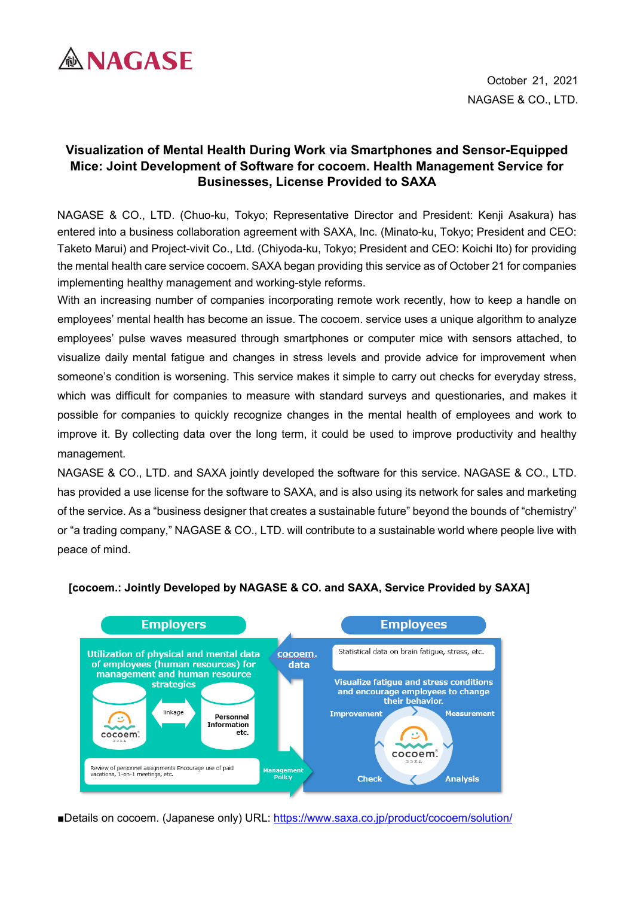NAGASE

October 21, 2021
NAGASE & CO., LTD.

# Visualization of Mental Health During Work via Smartphones and Sensor-Equipped Mice: Joint Development of Software for cocoem. Health Management Service for Businesses, License Provided to SAXA

NAGASE & CO., LTD. (Chuo-ku, Tokyo; Representative Director and President: Kenji Asakura) has entered into a business collaboration agreement with SAXA, Inc. (Minato-ku, Tokyo; President and CEO: Taketo Marui) and Project-vivit Co., Ltd. (Chiyoda-ku, Tokyo; President and CEO: Koichi Ito) for providing the mental health care service cocoem. SAXA began providing this service as of October 21 for companies implementing healthy management and working-style reforms.

With an increasing number of companies incorporating remote work recently, how to keep a handle on employees' mental health has become an issue. The cocoem. service uses a unique algorithm to analyze employees' pulse waves measured through smartphones or computer mice with sensors attached, to visualize daily mental fatigue and changes in stress levels and provide advice for improvement when someone's condition is worsening. This service makes it simple to carry out checks for everyday stress, which was difficult for companies to measure with standard surveys and questionaries, and makes it possible for companies to quickly recognize changes in the mental health of employees and work to improve it. By collecting data over the long term, it could be used to improve productivity and healthy management.

NAGASE & CO., LTD. and SAXA jointly developed the software for this service. NAGASE & CO., LTD. has provided a use license for the software to SAXA, and is also using its network for sales and marketing of the service. As a "business designer that creates a sustainable future" beyond the bounds of "chemistry" or "a trading company," NAGASE & CO., LTD. will contribute to a sustainable world where people live with peace of mind.

**[cocoem.: Jointly Developed by NAGASE & CO. and SAXA, Service Provided by SAXA]**

**Employers**

Utilization of physical and mental data of employees (human resources) for management and human resource strategies

cocoem. — linkage — Personnel Information etc.

Review of personnel assignments Encourage use of paid vacations, 1-on-1 meetings, etc.

Management Policy

cocoem. data

**Employees**

Statistical data on brain fatigue, stress, etc.

Visualize fatigue and stress conditions and encourage employees to change their behavior.

Improvement — Measurement — Analysis — Check

cocoem.

■Details on cocoem. (Japanese only) URL: https://www.saxa.co.jp/product/cocoem/solution/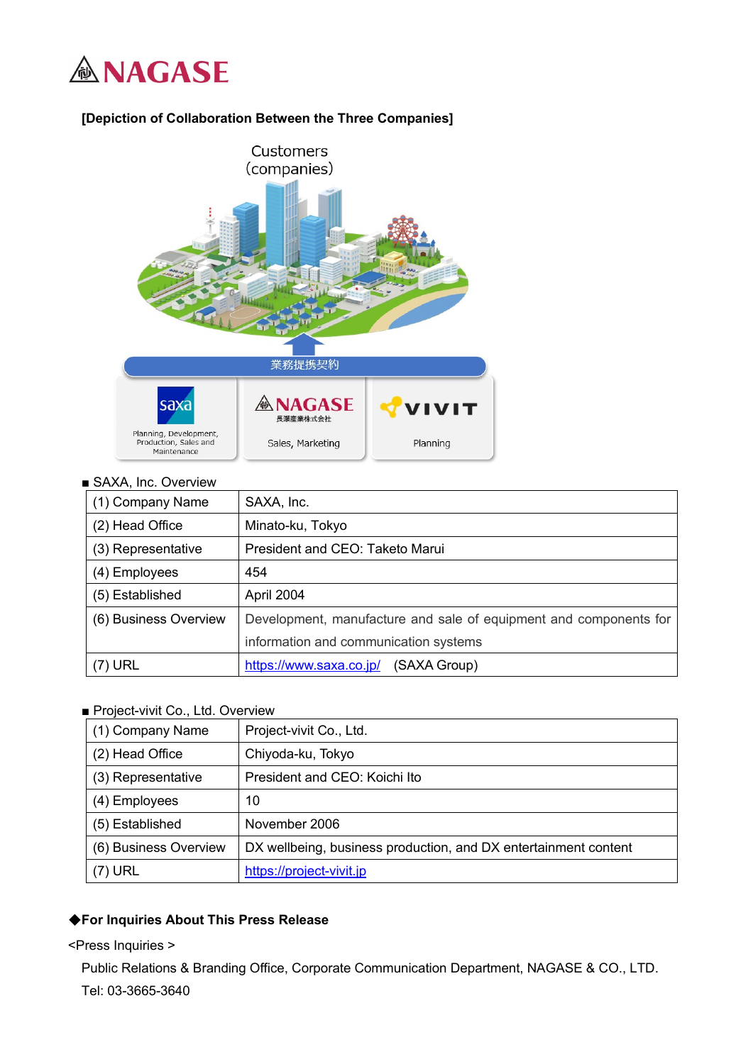**[Depiction of Collaboration Between the Three Companies]**

Customers
(companies)

業務提携契約

saxa
Planning, Development, Production, Sales and Maintenance

NAGASE 長瀬産業株式会社
Sales, Marketing

VIVIT
Planning

■ SAXA, Inc. Overview

| | |
|---|---|
| (1) Company Name | SAXA, Inc. |
| (2) Head Office | Minato-ku, Tokyo |
| (3) Representative | President and CEO: Taketo Marui |
| (4) Employees | 454 |
| (5) Established | April 2004 |
| (6) Business Overview | Development, manufacture and sale of equipment and components for information and communication systems |
| (7) URL | https://www.saxa.co.jp/ (SAXA Group) |

■ Project-vivit Co., Ltd. Overview

| | |
|---|---|
| (1) Company Name | Project-vivit Co., Ltd. |
| (2) Head Office | Chiyoda-ku, Tokyo |
| (3) Representative | President and CEO: Koichi Ito |
| (4) Employees | 10 |
| (5) Established | November 2006 |
| (6) Business Overview | DX wellbeing, business production, and DX entertainment content |
| (7) URL | https://project-vivit.jp |

**◆For Inquiries About This Press Release**

<Press Inquiries >

Public Relations & Branding Office, Corporate Communication Department, NAGASE & CO., LTD.

Tel: 03-3665-3640